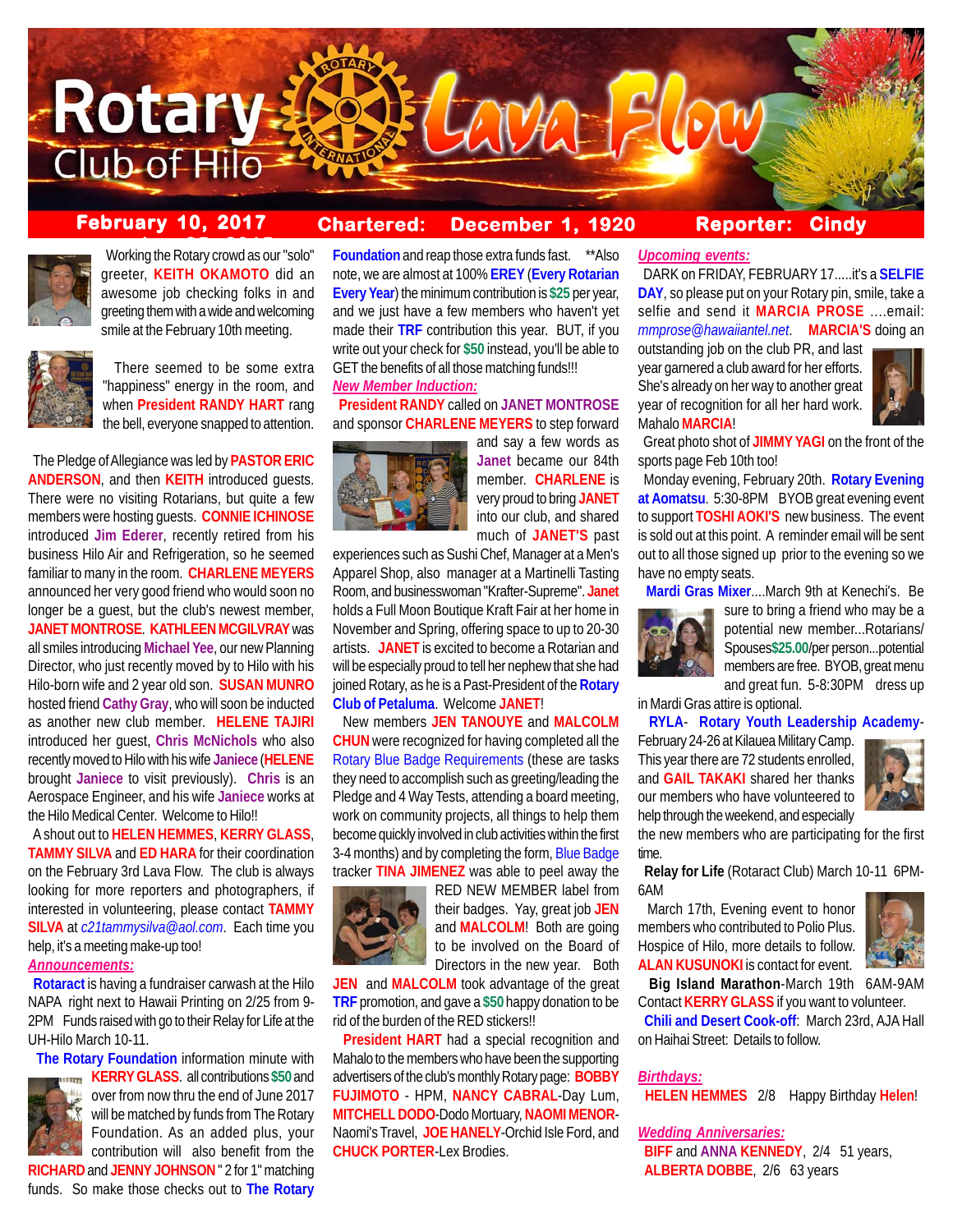# Rotary Club of Hilo — Lava Flow

**February 10, 2017** **Chartered: December 1, 1920** **Reporter: Cindy**

Working the Rotary crowd as our "solo" greeter, **KEITH OKAMOTO** did an awesome job checking folks in and greeting them with a wide and welcoming smile at the February 10th meeting.

There seemed to be some extra "happiness" energy in the room, and when **President RANDY HART** rang the bell, everyone snapped to attention.

The Pledge of Allegiance was led by **PASTOR ERIC ANDERSON**, and then **KEITH** introduced guests. There were no visiting Rotarians, but quite a few members were hosting guests. **CONNIE ICHINOSE** introduced **Jim Ederer**, recently retired from his business Hilo Air and Refrigeration, so he seemed familiar to many in the room. **CHARLENE MEYERS** announced her very good friend who would soon no longer be a guest, but the club's newest member, **JANET MONTROSE**. **KATHLEEN MCGILVRAY** was all smiles introducing **Michael Yee**, our new Planning Director, who just recently moved by to Hilo with his Hilo-born wife and 2 year old son. **SUSAN MUNRO** hosted friend **Cathy Gray**, who will soon be inducted as another new club member. **HELENE TAJIRI** introduced her guest, **Chris McNichols** who also recently moved to Hilo with his wife **Janiece** (**HELENE** brought **Janiece** to visit previously). **Chris** is an Aerospace Engineer, and his wife **Janiece** works at the Hilo Medical Center. Welcome to Hilo!!

A shout out to **HELEN HEMMES**, **KERRY GLASS**, **TAMMY SILVA** and **ED HARA** for their coordination on the February 3rd Lava Flow. The club is always looking for more reporters and photographers, if interested in volunteering, please contact **TAMMY SILVA** at *c21tammysilva@aol.com*. Each time you help, it's a meeting make-up too!

## *Announcements:*

**Rotaract** is having a fundraiser carwash at the Hilo NAPA right next to Hawaii Printing on 2/25 from 9-2PM Funds raised with go to their Relay for Life at the UH-Hilo March 10-11.

**The Rotary Foundation** information minute with **KERRY GLASS**. all contributions **$50** and over from now thru the end of June 2017 will be matched by funds from The Rotary Foundation. As an added plus, your contribution will also benefit from the **RICHARD** and **JENNY JOHNSON** " 2 for 1" matching funds. So make those checks out to **The Rotary Foundation** and reap those extra funds fast. **Also note, we are almost at 100% **EREY** (**Every Rotarian Every Year**) the minimum contribution is **$25** per year, and we just have a few members who haven't yet made their **TRF** contribution this year. BUT, if you write out your check for **$50** instead, you'll be able to GET the benefits of all those matching funds!!!

## *New Member Induction:*

**President RANDY** called on **JANET MONTROSE** and sponsor **CHARLENE MEYERS** to step forward and say a few words as **Janet** became our 84th member. **CHARLENE** is very proud to bring **JANET** into our club, and shared much of **JANET'S** past experiences such as Sushi Chef, Manager at a Men's Apparel Shop, also manager at a Martinelli Tasting Room, and businesswoman "Krafter-Supreme". **Janet** holds a Full Moon Boutique Kraft Fair at her home in November and Spring, offering space to up to 20-30 artists. **JANET** is excited to become a Rotarian and will be especially proud to tell her nephew that she had joined Rotary, as he is a Past-President of the **Rotary Club of Petaluma**. Welcome **JANET**!

New members **JEN TANOUYE** and **MALCOLM CHUN** were recognized for having completed all the Rotary Blue Badge Requirements (these are tasks they need to accomplish such as greeting/leading the Pledge and 4 Way Tests, attending a board meeting, work on community projects, all things to help them become quickly involved in club activities within the first 3-4 months) and by completing the form, Blue Badge tracker **TINA JIMENEZ** was able to peel away the RED NEW MEMBER label from their badges. Yay, great job **JEN** and **MALCOLM**! Both are going to be involved on the Board of Directors in the new year. Both **JEN** and **MALCOLM** took advantage of the great **TRF** promotion, and gave a **$50** happy donation to be rid of the burden of the RED stickers!!

**President HART** had a special recognition and Mahalo to the members who have been the supporting advertisers of the club's monthly Rotary page: **BOBBY FUJIMOTO** - HPM, **NANCY CABRAL**-Day Lum, **MITCHELL DODO**-Dodo Mortuary, **NAOMI MENOR**-Naomi's Travel, **JOE HANELY**-Orchid Isle Ford, and **CHUCK PORTER**-Lex Brodies.

## *Upcoming events:*

DARK on FRIDAY, FEBRUARY 17.....it's a **SELFIE DAY**, so please put on your Rotary pin, smile, take a selfie and send it **MARCIA PROSE** ....email: *mmprose@hawaiiantel.net*. **MARCIA'S** doing an outstanding job on the club PR, and last year garnered a club award for her efforts. She's already on her way to another great year of recognition for all her hard work. Mahalo **MARCIA**!

Great photo shot of **JIMMY YAGI** on the front of the sports page Feb 10th too!

Monday evening, February 20th. **Rotary Evening at Aomatsu**. 5:30-8PM BYOB great evening event to support **TOSHI AOKI'S** new business. The event is sold out at this point. A reminder email will be sent out to all those signed up prior to the evening so we have no empty seats.

**Mardi Gras Mixer**....March 9th at Kenechi's. Be sure to bring a friend who may be a potential new member...Rotarians/ Spouses **$25.00**/per person...potential members are free. BYOB, great menu and great fun. 5-8:30PM dress up in Mardi Gras attire is optional.

**RYLA**- **Rotary Youth Leadership Academy**- February 24-26 at Kilauea Military Camp. This year there are 72 students enrolled, and **GAIL TAKAKI** shared her thanks our members who have volunteered to help through the weekend, and especially the new members who are participating for the first time.

**Relay for Life** (Rotaract Club) March 10-11 6PM-6AM

March 17th, Evening event to honor members who contributed to Polio Plus. Hospice of Hilo, more details to follow. **ALAN KUSUNOKI** is contact for event.

**Big Island Marathon**-March 19th 6AM-9AM Contact **KERRY GLASS** if you want to volunteer.

**Chili and Desert Cook-off**: March 23rd, AJA Hall on Haihai Street: Details to follow.

## *Birthdays:*

**HELEN HEMMES** 2/8 Happy Birthday **Helen**!

## *Wedding Anniversaries:*

**BIFF** and **ANNA KENNEDY**, 2/4 51 years,

**ALBERTA DOBBE**, 2/6 63 years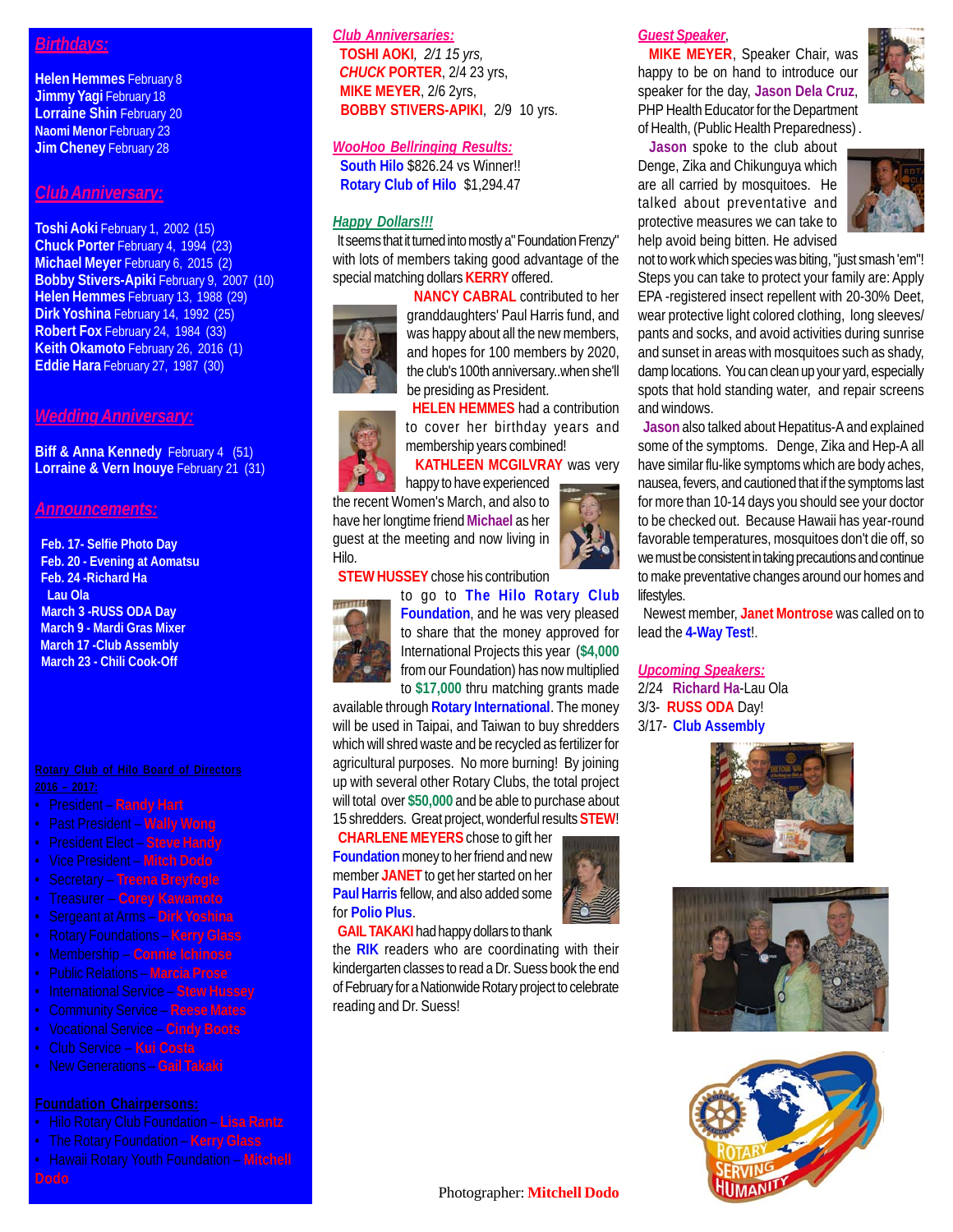## Birthdays:

**Helen Hemmes** February 8
**Jimmy Yagi** February 18
**Lorraine Shin** February 20
**Naomi Menor** February 23
**Jim Cheney** February 28

## Club Anniversary:

**Toshi Aoki** February 1, 2002 (15)
**Chuck Porter** February 4, 1994 (23)
**Michael Meyer** February 6, 2015 (2)
**Bobby Stivers-Apiki** February 9, 2007 (10)
**Helen Hemmes** February 13, 1988 (29)
**Dirk Yoshina** February 14, 1992 (25)
**Robert Fox** February 24, 1984 (33)
**Keith Okamoto** February 26, 2016 (1)
**Eddie Hara** February 27, 1987 (30)

## Wedding Anniversary:

**Biff & Anna Kennedy** February 4 (51)
**Lorraine & Vern Inouye** February 21 (31)

## Announcements:

**Feb. 17- Selfie Photo Day**
**Feb. 20 - Evening at Aomatsu**
**Feb. 24 -Richard Ha Lau Ola**
**March 3 -RUSS ODA Day**
**March 9 - Mardi Gras Mixer**
**March 17 -Club Assembly**
**March 23 - Chili Cook-Off**

**Rotary Club of Hilo Board of Directors 2016 – 2017:**

- President – **Randy Hart**
- Past President – **Wally Wong**
- President Elect – **Steve Handy**
- Vice President – **Mitch Dodo**
- Secretary – **Treena Breyfogle**
- Treasurer – **Corey Kawamoto**
- Sergeant at Arms – **Dirk Yoshina**
- Rotary Foundations – **Kerry Glass**
- Membership – **Connie Ichinose**
- Public Relations – **Marcia Prose**
- International Service – **Stew Hussey**
- Community Service – **Reese Mates**
- Vocational Service – **Cindy Boots**
- Club Service – **Kui Costa**
- New Generations – **Gail Takaki**

**Foundation Chairpersons:**

- Hilo Rotary Club Foundation – **Lisa Rantz**
- The Rotary Foundation – **Kerry Glass**
- Hawaii Rotary Youth Foundation – **Mitchell Dodo**

## Club Anniversaries:

**TOSHI AOKI**, *2/1 15 yrs,*
***CHUCK*** **PORTER**, 2/4 23 yrs,
**MIKE MEYER**, 2/6 2yrs,
**BOBBY STIVERS-APIKI**, 2/9 10 yrs.

## WooHoo Bellringing Results:

**South Hilo** $826.24 vs Winner!!
**Rotary Club of Hilo** $1,294.47

## Happy Dollars!!!

It seems that it turned into mostly a" Foundation Frenzy" with lots of members taking good advantage of the special matching dollars **KERRY** offered.

**NANCY CABRAL** contributed to her granddaughters' Paul Harris fund, and was happy about all the new members, and hopes for 100 members by 2020, the club's 100th anniversary..when she'll be presiding as President.

**HELEN HEMMES** had a contribution to cover her birthday years and membership years combined!

**KATHLEEN MCGILVRAY** was very happy to have experienced the recent Women's March, and also to have her longtime friend **Michael** as her guest at the meeting and now living in Hilo.

**STEW HUSSEY** chose his contribution to go to **The Hilo Rotary Club Foundation**, and he was very pleased to share that the money approved for International Projects this year (**$4,000** from our Foundation) has now multiplied to **$17,000** thru matching grants made available through **Rotary International**. The money will be used in Taipai, and Taiwan to buy shredders which will shred waste and be recycled as fertilizer for agricultural purposes. No more burning! By joining up with several other Rotary Clubs, the total project will total over **$50,000** and be able to purchase about 15 shredders. Great project, wonderful results **STEW**!

**CHARLENE MEYERS** chose to gift her **Foundation** money to her friend and new member **JANET** to get her started on her **Paul Harris** fellow, and also added some for **Polio Plus**.

**GAIL TAKAKI** had happy dollars to thank the **RIK** readers who are coordinating with their kindergarten classes to read a Dr. Suess book the end of February for a Nationwide Rotary project to celebrate reading and Dr. Suess!

Photographer: **Mitchell Dodo**

## Guest Speaker,

**MIKE MEYER**, Speaker Chair, was happy to be on hand to introduce our speaker for the day, **Jason Dela Cruz**, PHP Health Educator for the Department of Health, (Public Health Preparedness) .

**Jason** spoke to the club about Denge, Zika and Chikunguya which are all carried by mosquitoes. He talked about preventative and protective measures we can take to help avoid being bitten. He advised not to work which species was biting, "just smash 'em"! Steps you can take to protect your family are: Apply EPA -registered insect repellent with 20-30% Deet, wear protective light colored clothing, long sleeves/ pants and socks, and avoid activities during sunrise and sunset in areas with mosquitoes such as shady, damp locations. You can clean up your yard, especially spots that hold standing water, and repair screens and windows.

**Jason** also talked about Hepatitus-A and explained some of the symptoms. Denge, Zika and Hep-A all have similar flu-like symptoms which are body aches, nausea, fevers, and cautioned that if the symptoms last for more than 10-14 days you should see your doctor to be checked out. Because Hawaii has year-round favorable temperatures, mosquitoes don't die off, so we must be consistent in taking precautions and continue to make preventative changes around our homes and lifestyles.

Newest member, **Janet Montrose** was called on to lead the **4-Way Test**!.

## Upcoming Speakers:

2/24 **Richard Ha**-Lau Ola
3/3- **RUSS ODA** Day!
3/17- **Club Assembly**